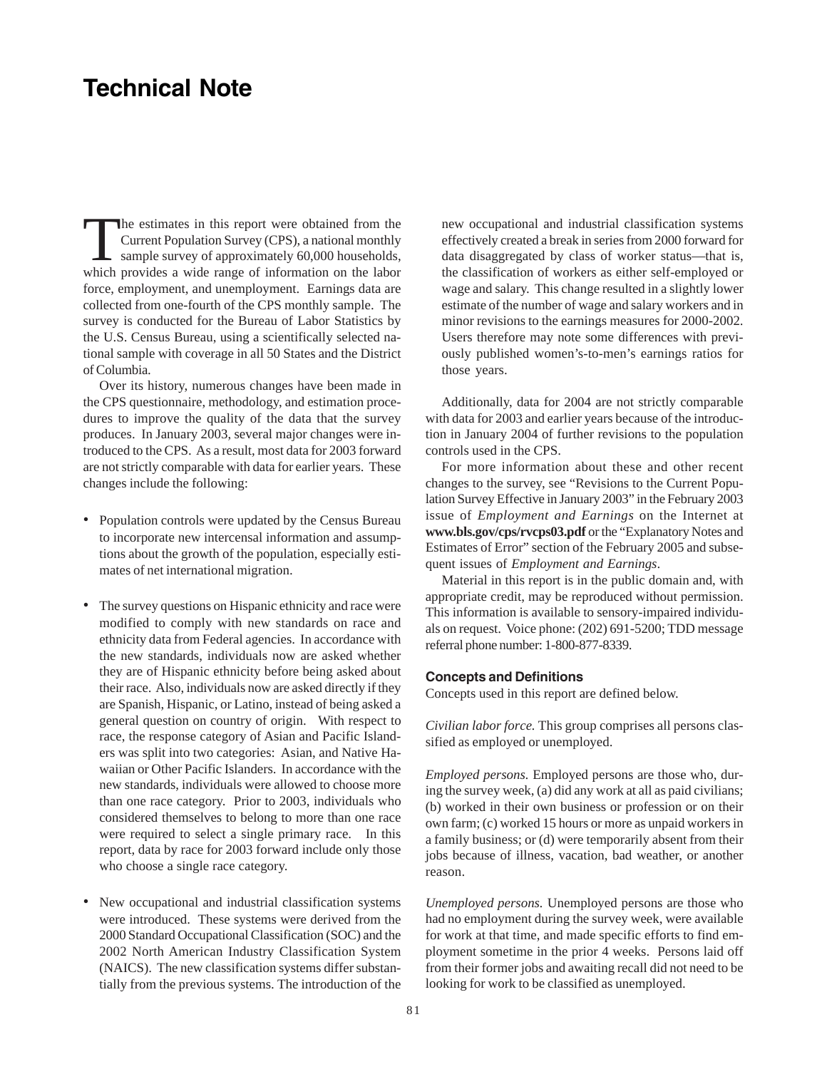# Technical Note

The estimates in this report were obtained from the Current Population Survey (CPS), a national monthly sample survey of approximately 60,000 households, which provides a wide range of information on the labor force, employment, and unemployment. Earnings data are collected from one-fourth of the CPS monthly sample. The survey is conducted for the Bureau of Labor Statistics by the U.S. Census Bureau, using a scientifically selected national sample with coverage in all 50 States and the District of Columbia.

Over its history, numerous changes have been made in the CPS questionnaire, methodology, and estimation procedures to improve the quality of the data that the survey produces. In January 2003, several major changes were introduced to the CPS. As a result, most data for 2003 forward are not strictly comparable with data for earlier years. These changes include the following:

- Population controls were updated by the Census Bureau to incorporate new intercensal information and assumptions about the growth of the population, especially estimates of net international migration.

- The survey questions on Hispanic ethnicity and race were modified to comply with new standards on race and ethnicity data from Federal agencies. In accordance with the new standards, individuals now are asked whether they are of Hispanic ethnicity before being asked about their race. Also, individuals now are asked directly if they are Spanish, Hispanic, or Latino, instead of being asked a general question on country of origin. With respect to race, the response category of Asian and Pacific Islanders was split into two categories: Asian, and Native Hawaiian or Other Pacific Islanders. In accordance with the new standards, individuals were allowed to choose more than one race category. Prior to 2003, individuals who considered themselves to belong to more than one race were required to select a single primary race. In this report, data by race for 2003 forward include only those who choose a single race category.

- New occupational and industrial classification systems were introduced. These systems were derived from the 2000 Standard Occupational Classification (SOC) and the 2002 North American Industry Classification System (NAICS). The new classification systems differ substantially from the previous systems. The introduction of the new occupational and industrial classification systems effectively created a break in series from 2000 forward for data disaggregated by class of worker status—that is, the classification of workers as either self-employed or wage and salary. This change resulted in a slightly lower estimate of the number of wage and salary workers and in minor revisions to the earnings measures for 2000-2002. Users therefore may note some differences with previously published women's-to-men's earnings ratios for those years.

Additionally, data for 2004 are not strictly comparable with data for 2003 and earlier years because of the introduction in January 2004 of further revisions to the population controls used in the CPS.

For more information about these and other recent changes to the survey, see "Revisions to the Current Population Survey Effective in January 2003" in the February 2003 issue of *Employment and Earnings* on the Internet at **www.bls.gov/cps/rvcps03.pdf** or the "Explanatory Notes and Estimates of Error" section of the February 2005 and subsequent issues of *Employment and Earnings*.

Material in this report is in the public domain and, with appropriate credit, may be reproduced without permission. This information is available to sensory-impaired individuals on request. Voice phone: (202) 691-5200; TDD message referral phone number: 1-800-877-8339.

### Concepts and Definitions

Concepts used in this report are defined below.

*Civilian labor force.* This group comprises all persons classified as employed or unemployed.

*Employed persons.* Employed persons are those who, during the survey week, (a) did any work at all as paid civilians; (b) worked in their own business or profession or on their own farm; (c) worked 15 hours or more as unpaid workers in a family business; or (d) were temporarily absent from their jobs because of illness, vacation, bad weather, or another reason.

*Unemployed persons.* Unemployed persons are those who had no employment during the survey week, were available for work at that time, and made specific efforts to find employment sometime in the prior 4 weeks. Persons laid off from their former jobs and awaiting recall did not need to be looking for work to be classified as unemployed.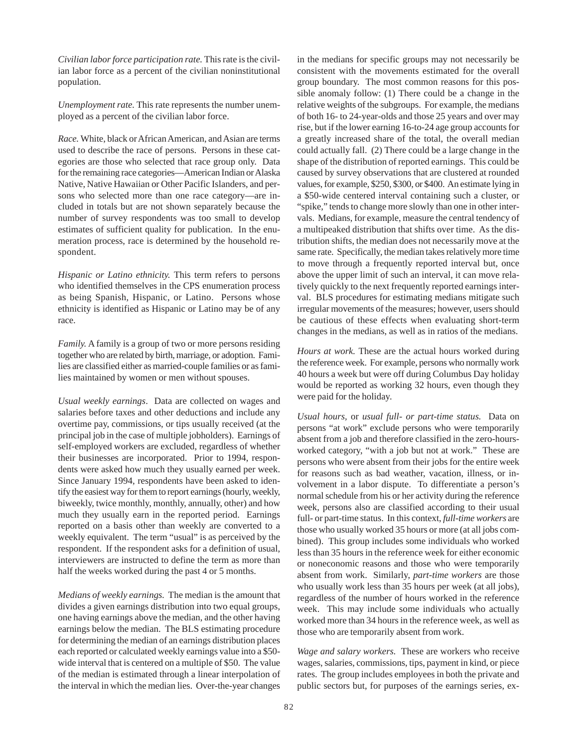*Civilian labor force participation rate.* This rate is the civilian labor force as a percent of the civilian noninstitutional population.

*Unemployment rate.* This rate represents the number unemployed as a percent of the civilian labor force.

*Race.* White, black or African American, and Asian are terms used to describe the race of persons. Persons in these categories are those who selected that race group only. Data for the remaining race categories—American Indian or Alaska Native, Native Hawaiian or Other Pacific Islanders, and persons who selected more than one race category—are included in totals but are not shown separately because the number of survey respondents was too small to develop estimates of sufficient quality for publication. In the enumeration process, race is determined by the household respondent.

*Hispanic or Latino ethnicity.* This term refers to persons who identified themselves in the CPS enumeration process as being Spanish, Hispanic, or Latino. Persons whose ethnicity is identified as Hispanic or Latino may be of any race.

*Family.* A family is a group of two or more persons residing together who are related by birth, marriage, or adoption. Families are classified either as married-couple families or as families maintained by women or men without spouses.

*Usual weekly earnings*. Data are collected on wages and salaries before taxes and other deductions and include any overtime pay, commissions, or tips usually received (at the principal job in the case of multiple jobholders). Earnings of self-employed workers are excluded, regardless of whether their businesses are incorporated. Prior to 1994, respondents were asked how much they usually earned per week. Since January 1994, respondents have been asked to identify the easiest way for them to report earnings (hourly, weekly, biweekly, twice monthly, monthly, annually, other) and how much they usually earn in the reported period. Earnings reported on a basis other than weekly are converted to a weekly equivalent. The term "usual" is as perceived by the respondent. If the respondent asks for a definition of usual, interviewers are instructed to define the term as more than half the weeks worked during the past 4 or 5 months.

*Medians of weekly earnings.* The median is the amount that divides a given earnings distribution into two equal groups, one having earnings above the median, and the other having earnings below the median. The BLS estimating procedure for determining the median of an earnings distribution places each reported or calculated weekly earnings value into a $50-wide interval that is centered on a multiple of $50. The value of the median is estimated through a linear interpolation of the interval in which the median lies. Over-the-year changes in the medians for specific groups may not necessarily be consistent with the movements estimated for the overall group boundary. The most common reasons for this possible anomaly follow: (1) There could be a change in the relative weights of the subgroups. For example, the medians of both 16- to 24-year-olds and those 25 years and over may rise, but if the lower earning 16-to-24 age group accounts for a greatly increased share of the total, the overall median could actually fall. (2) There could be a large change in the shape of the distribution of reported earnings. This could be caused by survey observations that are clustered at rounded values, for example, $250, $300, or $400. An estimate lying in a $50-wide centered interval containing such a cluster, or "spike," tends to change more slowly than one in other intervals. Medians, for example, measure the central tendency of a multipeaked distribution that shifts over time. As the distribution shifts, the median does not necessarily move at the same rate. Specifically, the median takes relatively more time to move through a frequently reported interval but, once above the upper limit of such an interval, it can move relatively quickly to the next frequently reported earnings interval. BLS procedures for estimating medians mitigate such irregular movements of the measures; however, users should be cautious of these effects when evaluating short-term changes in the medians, as well as in ratios of the medians.

*Hours at work.* These are the actual hours worked during the reference week. For example, persons who normally work 40 hours a week but were off during Columbus Day holiday would be reported as working 32 hours, even though they were paid for the holiday.

*Usual hours,* or *usual full- or part-time status.* Data on persons "at work" exclude persons who were temporarily absent from a job and therefore classified in the zero-hours-worked category, "with a job but not at work." These are persons who were absent from their jobs for the entire week for reasons such as bad weather, vacation, illness, or involvement in a labor dispute. To differentiate a person's normal schedule from his or her activity during the reference week, persons also are classified according to their usual full- or part-time status. In this context, *full-time workers* are those who usually worked 35 hours or more (at all jobs combined). This group includes some individuals who worked less than 35 hours in the reference week for either economic or noneconomic reasons and those who were temporarily absent from work. Similarly, *part-time workers* are those who usually work less than 35 hours per week (at all jobs), regardless of the number of hours worked in the reference week. This may include some individuals who actually worked more than 34 hours in the reference week, as well as those who are temporarily absent from work.

*Wage and salary workers.* These are workers who receive wages, salaries, commissions, tips, payment in kind, or piece rates. The group includes employees in both the private and public sectors but, for purposes of the earnings series, ex-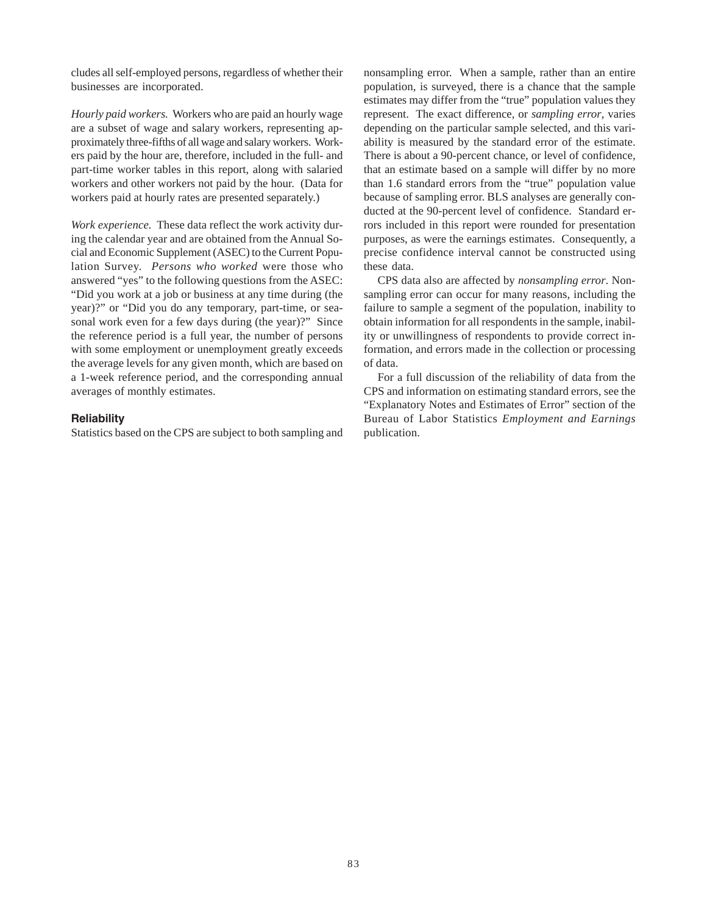cludes all self-employed persons, regardless of whether their businesses are incorporated.

*Hourly paid workers.* Workers who are paid an hourly wage are a subset of wage and salary workers, representing approximately three-fifths of all wage and salary workers. Workers paid by the hour are, therefore, included in the full- and part-time worker tables in this report, along with salaried workers and other workers not paid by the hour. (Data for workers paid at hourly rates are presented separately.)

*Work experience.* These data reflect the work activity during the calendar year and are obtained from the Annual Social and Economic Supplement (ASEC) to the Current Population Survey. *Persons who worked* were those who answered "yes" to the following questions from the ASEC: "Did you work at a job or business at any time during (the year)?" or "Did you do any temporary, part-time, or seasonal work even for a few days during (the year)?" Since the reference period is a full year, the number of persons with some employment or unemployment greatly exceeds the average levels for any given month, which are based on a 1-week reference period, and the corresponding annual averages of monthly estimates.

## Reliability

Statistics based on the CPS are subject to both sampling and nonsampling error. When a sample, rather than an entire population, is surveyed, there is a chance that the sample estimates may differ from the "true" population values they represent. The exact difference, or *sampling error*, varies depending on the particular sample selected, and this variability is measured by the standard error of the estimate. There is about a 90-percent chance, or level of confidence, that an estimate based on a sample will differ by no more than 1.6 standard errors from the "true" population value because of sampling error. BLS analyses are generally conducted at the 90-percent level of confidence. Standard errors included in this report were rounded for presentation purposes, as were the earnings estimates. Consequently, a precise confidence interval cannot be constructed using these data.

CPS data also are affected by *nonsampling error*. Nonsampling error can occur for many reasons, including the failure to sample a segment of the population, inability to obtain information for all respondents in the sample, inability or unwillingness of respondents to provide correct information, and errors made in the collection or processing of data.

For a full discussion of the reliability of data from the CPS and information on estimating standard errors, see the "Explanatory Notes and Estimates of Error" section of the Bureau of Labor Statistics *Employment and Earnings* publication.